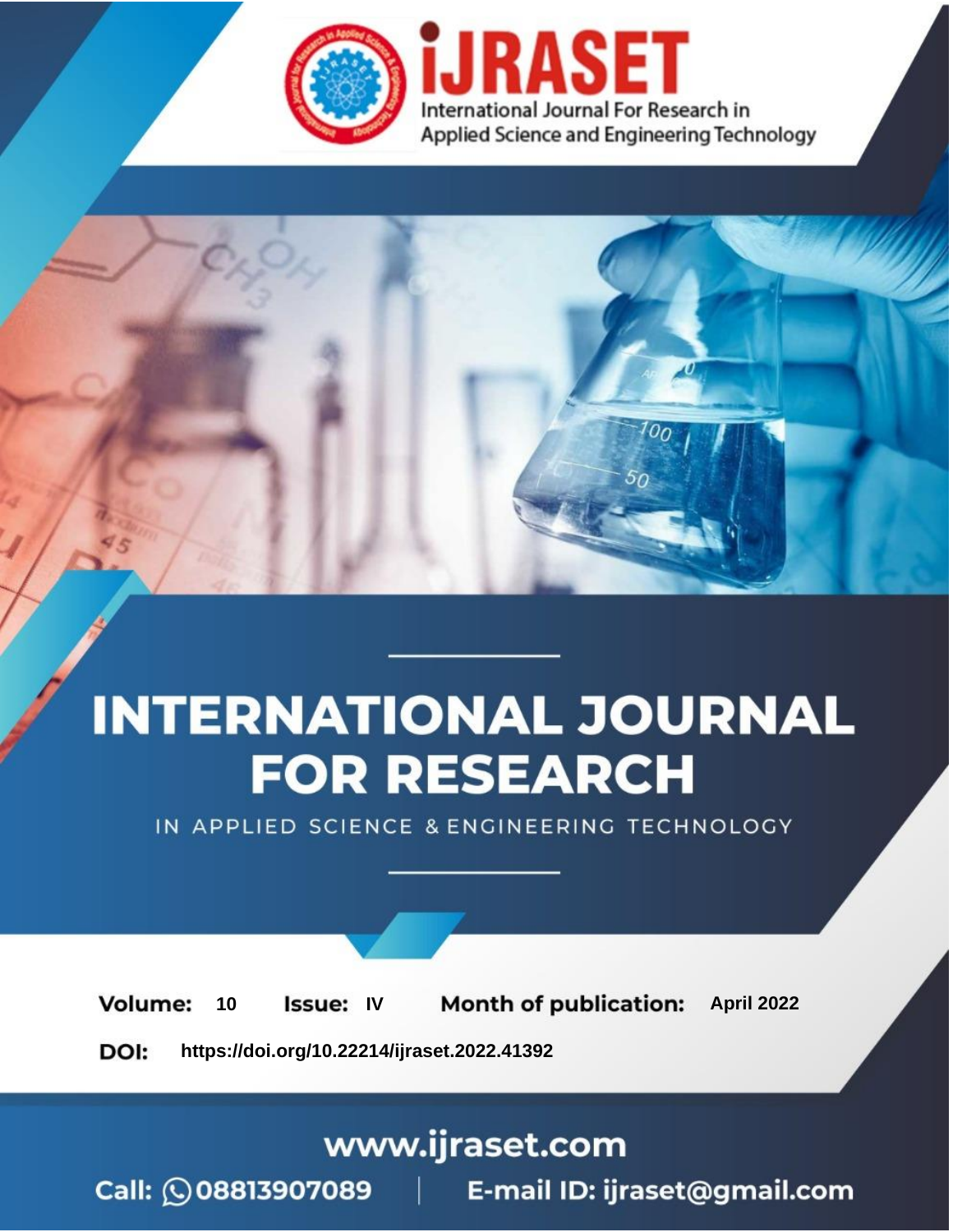iJRASET

International Journal For Research in Applied Science and Engineering Technology

# INTERNATIONAL JOURNAL FOR RESEARCH

IN APPLIED SCIENCE & ENGINEERING TECHNOLOGY

**Volume:** 10 **Issue:** IV **Month of publication:** April 2022

**DOI:** https://doi.org/10.22214/ijraset.2022.41392

www.ijraset.com

Call: 08813907089 | E-mail ID: ijraset@gmail.com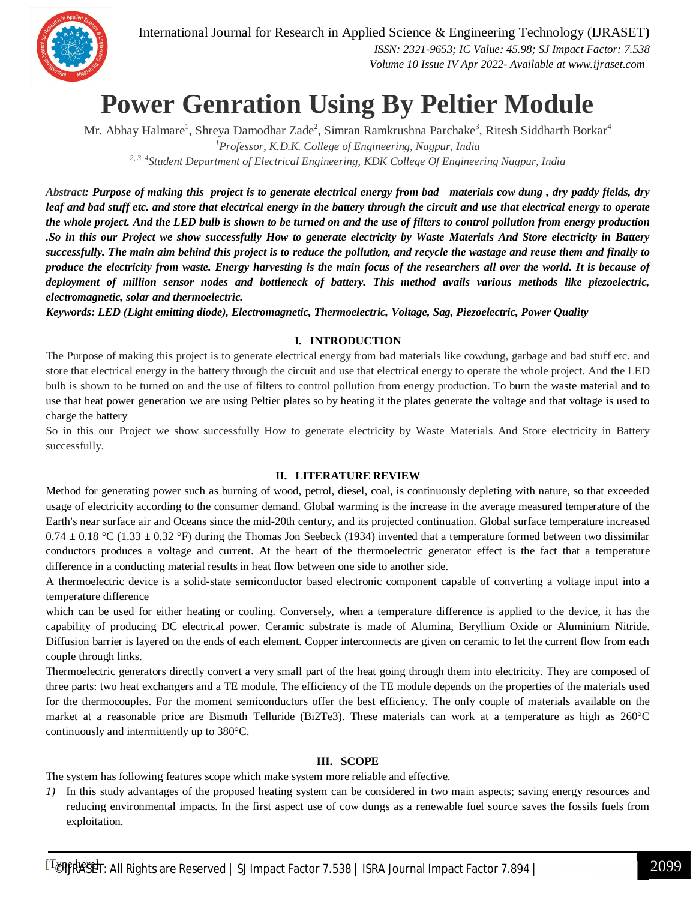# Power Genration Using By Peltier Module

Mr. Abhay Halmare[1], Shreya Damodhar Zade[2], Simran Ramkrushna Parchake[3], Ritesh Siddharth Borkar[4]

[1]*Professor, K.D.K. College of Engineering, Nagpur, India*

[2, 3, 4]*Student Department of Electrical Engineering, KDK College Of Engineering Nagpur, India*

***Abstract: Purpose of making this project is to generate electrical energy from bad materials cow dung , dry paddy fields, dry leaf and bad stuff etc. and store that electrical energy in the battery through the circuit and use that electrical energy to operate the whole project. And the LED bulb is shown to be turned on and the use of filters to control pollution from energy production .So in this our Project we show successfully How to generate electricity by Waste Materials And Store electricity in Battery successfully. The main aim behind this project is to reduce the pollution, and recycle the wastage and reuse them and finally to produce the electricity from waste. Energy harvesting is the main focus of the researchers all over the world. It is because of deployment of million sensor nodes and bottleneck of battery. This method avails various methods like piezoelectric, electromagnetic, solar and thermoelectric.***

***Keywords: LED (Light emitting diode), Electromagnetic, Thermoelectric, Voltage, Sag, Piezoelectric, Power Quality***

## I. INTRODUCTION

The Purpose of making this project is to generate electrical energy from bad materials like cowdung, garbage and bad stuff etc. and store that electrical energy in the battery through the circuit and use that electrical energy to operate the whole project. And the LED bulb is shown to be turned on and the use of filters to control pollution from energy production. To burn the waste material and to use that heat power generation we are using Peltier plates so by heating it the plates generate the voltage and that voltage is used to charge the battery

So in this our Project we show successfully How to generate electricity by Waste Materials And Store electricity in Battery successfully.

## II. LITERATURE REVIEW

Method for generating power such as burning of wood, petrol, diesel, coal, is continuously depleting with nature, so that exceeded usage of electricity according to the consumer demand. Global warming is the increase in the average measured temperature of the Earth's near surface air and Oceans since the mid-20th century, and its projected continuation. Global surface temperature increased $0.74 \pm 0.18$ °C ($1.33 \pm 0.32$ °F) during the Thomas Jon Seebeck (1934) invented that a temperature formed between two dissimilar conductors produces a voltage and current. At the heart of the thermoelectric generator effect is the fact that a temperature difference in a conducting material results in heat flow between one side to another side.

A thermoelectric device is a solid-state semiconductor based electronic component capable of converting a voltage input into a temperature difference

which can be used for either heating or cooling. Conversely, when a temperature difference is applied to the device, it has the capability of producing DC electrical power. Ceramic substrate is made of Alumina, Beryllium Oxide or Aluminium Nitride. Diffusion barrier is layered on the ends of each element. Copper interconnects are given on ceramic to let the current flow from each couple through links.

Thermoelectric generators directly convert a very small part of the heat going through them into electricity. They are composed of three parts: two heat exchangers and a TE module. The efficiency of the TE module depends on the properties of the materials used for the thermocouples. For the moment semiconductors offer the best efficiency. The only couple of materials available on the market at a reasonable price are Bismuth Telluride ($Bi_2Te_3$). These materials can work at a temperature as high as 260°C continuously and intermittently up to 380°C.

## III. SCOPE

The system has following features scope which make system more reliable and effective.

1) In this study advantages of the proposed heating system can be considered in two main aspects; saving energy resources and reducing environmental impacts. In the first aspect use of cow dungs as a renewable fuel source saves the fossils fuels from exploitation.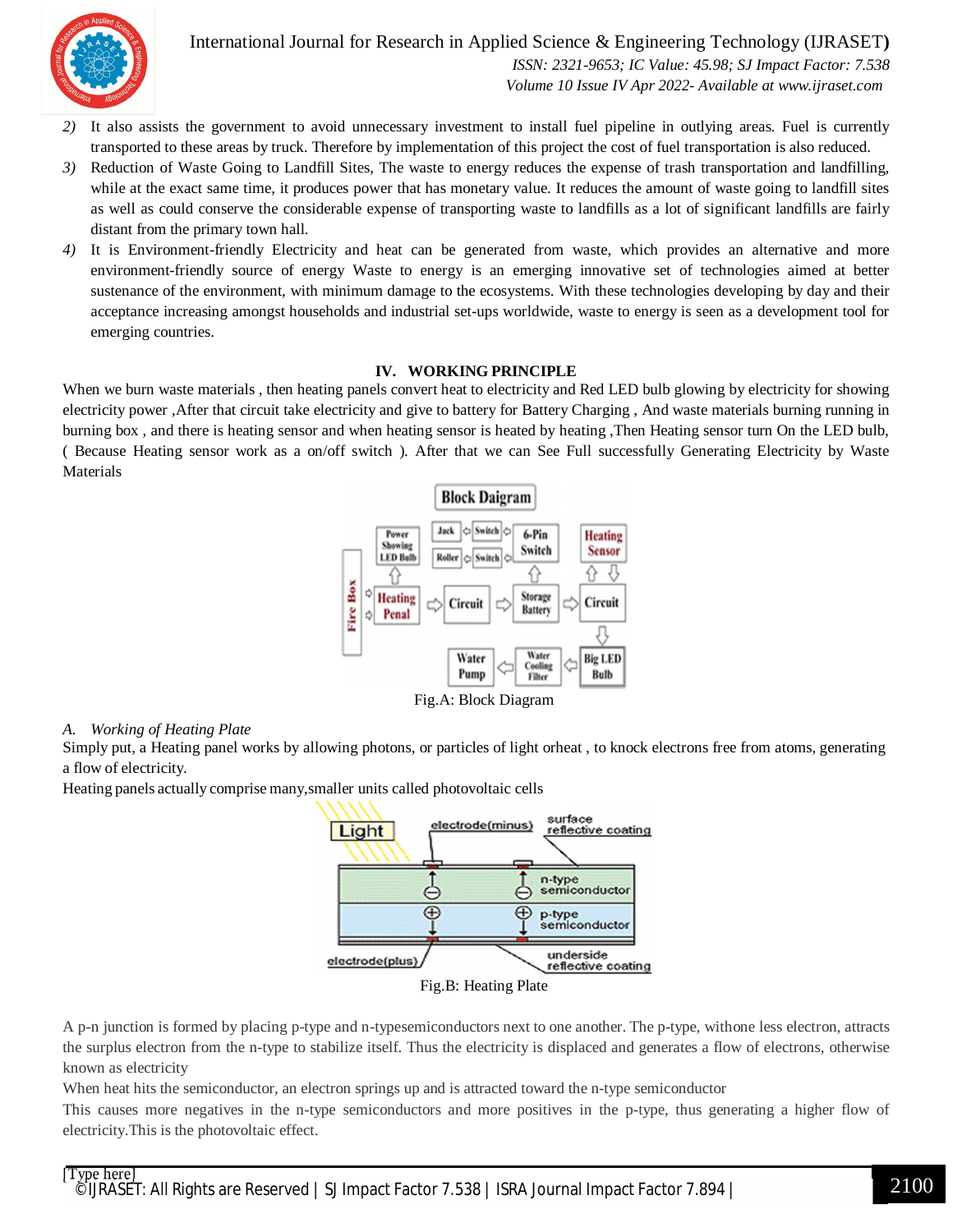2) It also assists the government to avoid unnecessary investment to install fuel pipeline in outlying areas. Fuel is currently transported to these areas by truck. Therefore by implementation of this project the cost of fuel transportation is also reduced.
3) Reduction of Waste Going to Landfill Sites, The waste to energy reduces the expense of trash transportation and landfilling, while at the exact same time, it produces power that has monetary value. It reduces the amount of waste going to landfill sites as well as could conserve the considerable expense of transporting waste to landfills as a lot of significant landfills are fairly distant from the primary town hall.
4) It is Environment-friendly Electricity and heat can be generated from waste, which provides an alternative and more environment-friendly source of energy Waste to energy is an emerging innovative set of technologies aimed at better sustenance of the environment, with minimum damage to the ecosystems. With these technologies developing by day and their acceptance increasing amongst households and industrial set-ups worldwide, waste to energy is seen as a development tool for emerging countries.

## IV. WORKING PRINCIPLE

When we burn waste materials , then heating panels convert heat to electricity and Red LED bulb glowing by electricity for showing electricity power ,After that circuit take electricity and give to battery for Battery Charging , And waste materials burning running in burning box , and there is heating sensor and when heating sensor is heated by heating ,Then Heating sensor turn On the LED bulb, ( Because Heating sensor work as a on/off switch ). After that we can See Full successfully Generating Electricity by Waste Materials

Fig.A: Block Diagram

### A. *Working of Heating Plate*

Simply put, a Heating panel works by allowing photons, or particles of light orheat , to knock electrons free from atoms, generating a flow of electricity.

Heating panels actually comprise many,smaller units called photovoltaic cells

Fig.B: Heating Plate

A p-n junction is formed by placing p-type and n-typesemiconductors next to one another. The p-type, withone less electron, attracts the surplus electron from the n-type to stabilize itself. Thus the electricity is displaced and generates a flow of electrons, otherwise known as electricity

When heat hits the semiconductor, an electron springs up and is attracted toward the n-type semiconductor

This causes more negatives in the n-type semiconductors and more positives in the p-type, thus generating a higher flow of electricity.This is the photovoltaic effect.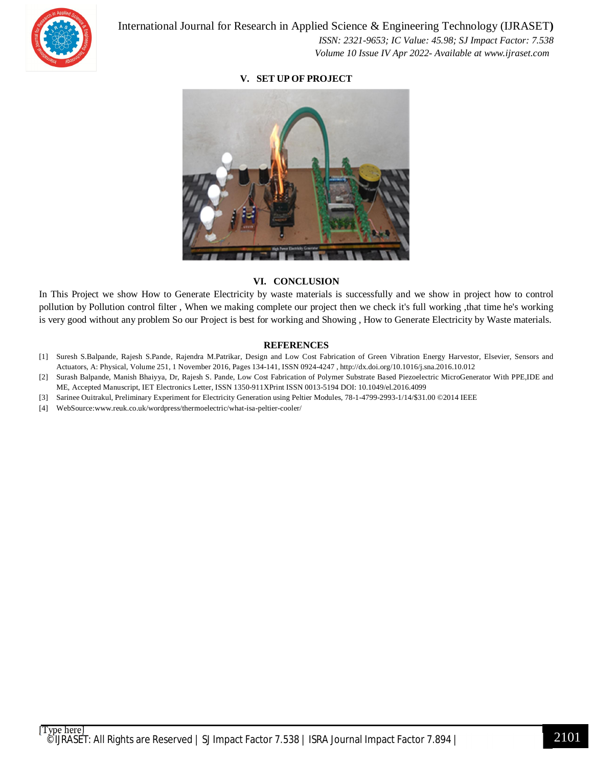## V. SET UP OF PROJECT

## VI. CONCLUSION

In This Project we show How to Generate Electricity by waste materials is successfully and we show in project how to control pollution by Pollution control filter , When we making complete our project then we check it's full working ,that time he's working is very good without any problem So our Project is best for working and Showing , How to Generate Electricity by Waste materials.

## REFERENCES

[1] Suresh S.Balpande, Rajesh S.Pande, Rajendra M.Patrikar, Design and Low Cost Fabrication of Green Vibration Energy Harvestor, Elsevier, Sensors and Actuators, A: Physical, Volume 251, 1 November 2016, Pages 134-141, ISSN 0924-4247 , http://dx.doi.org/10.1016/j.sna.2016.10.012

[2] Surash Balpande, Manish Bhaiyya, Dr, Rajesh S. Pande, Low Cost Fabrication of Polymer Substrate Based Piezoelectric MicroGenerator With PPE,IDE and ME, Accepted Manuscript, IET Electronics Letter, ISSN 1350-911XPrint ISSN 0013-5194 DOI: 10.1049/el.2016.4099

[3] Sarinee Ouitrakul, Preliminary Experiment for Electricity Generation using Peltier Modules, 78-1-4799-2993-1/14/$31.00 ©2014 IEEE

[4] WebSource:www.reuk.co.uk/wordpress/thermoelectric/what-isa-peltier-cooler/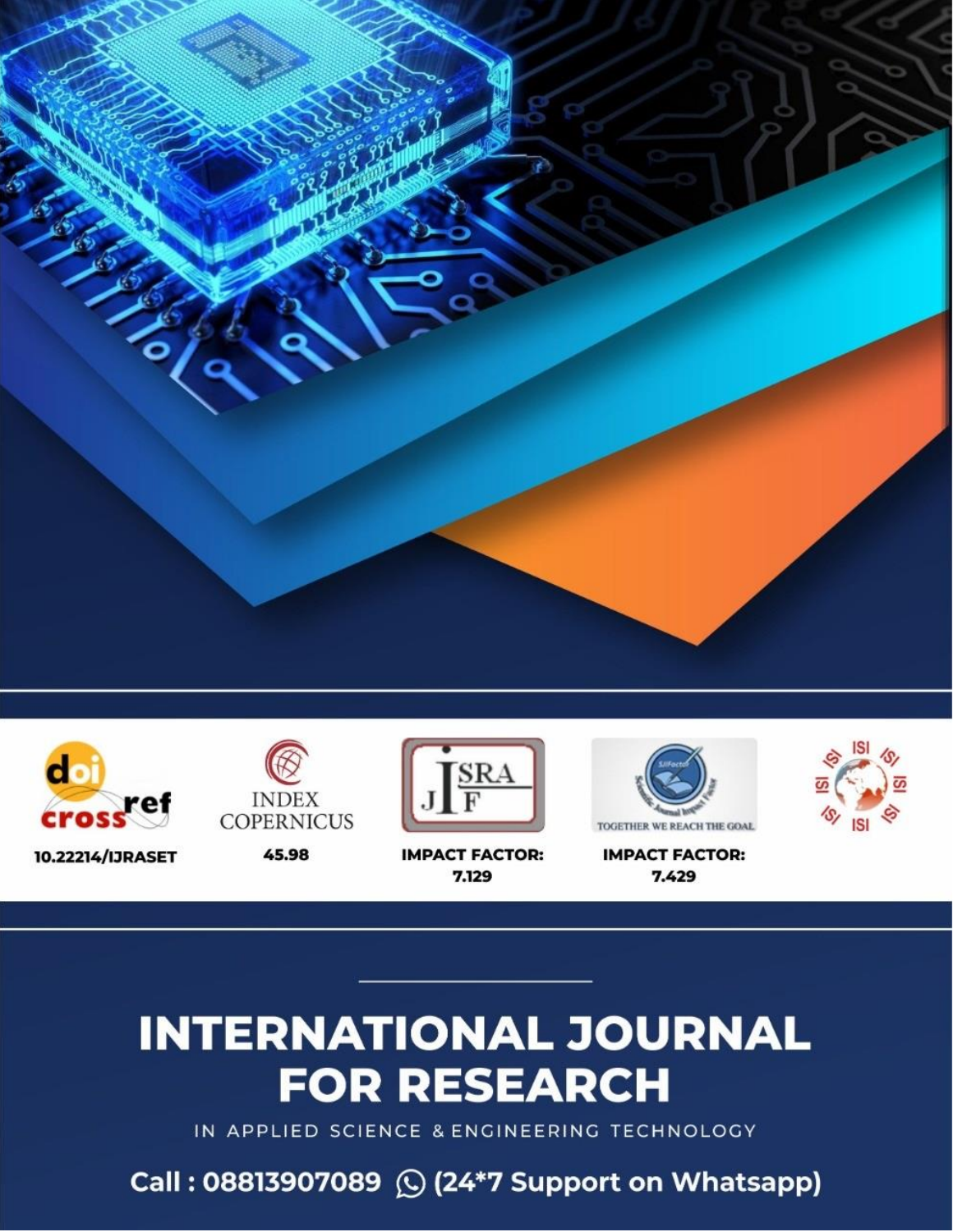10.22214/IJRASET

INDEX COPERNICUS

45.98

IMPACT FACTOR: 7.129

TOGETHER WE REACH THE GOAL

IMPACT FACTOR: 7.429

# INTERNATIONAL JOURNAL FOR RESEARCH

IN APPLIED SCIENCE & ENGINEERING TECHNOLOGY

**Call : 08813907089 (24*7 Support on Whatsapp)**